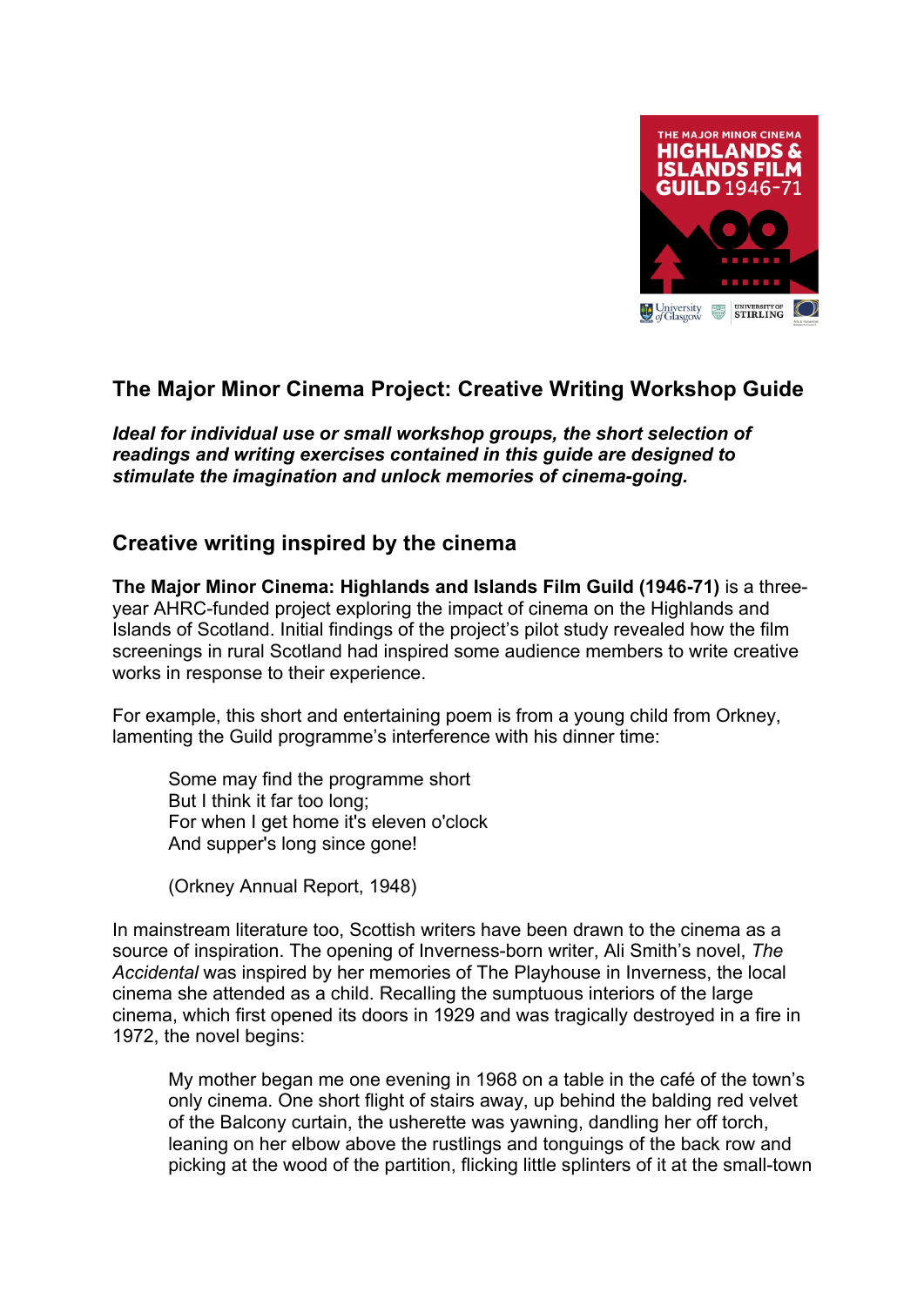# The Major Minor Cinema Project: Creative Writing Workshop Guide

***Ideal for individual use or small workshop groups, the short selection of readings and writing exercises contained in this guide are designed to stimulate the imagination and unlock memories of cinema-going.***

## Creative writing inspired by the cinema

**The Major Minor Cinema: Highlands and Islands Film Guild (1946-71)** is a three-year AHRC-funded project exploring the impact of cinema on the Highlands and Islands of Scotland. Initial findings of the project's pilot study revealed how the film screenings in rural Scotland had inspired some audience members to write creative works in response to their experience.

For example, this short and entertaining poem is from a young child from Orkney, lamenting the Guild programme's interference with his dinner time:

> Some may find the programme short
> But I think it far too long;
> For when I get home it's eleven o'clock
> And supper's long since gone!
>
> (Orkney Annual Report, 1948)

In mainstream literature too, Scottish writers have been drawn to the cinema as a source of inspiration. The opening of Inverness-born writer, Ali Smith's novel, *The Accidental* was inspired by her memories of The Playhouse in Inverness, the local cinema she attended as a child. Recalling the sumptuous interiors of the large cinema, which first opened its doors in 1929 and was tragically destroyed in a fire in 1972, the novel begins:

> My mother began me one evening in 1968 on a table in the café of the town's only cinema. One short flight of stairs away, up behind the balding red velvet of the Balcony curtain, the usherette was yawning, dandling her off torch, leaning on her elbow above the rustlings and tonguings of the back row and picking at the wood of the partition, flicking little splinters of it at the small-town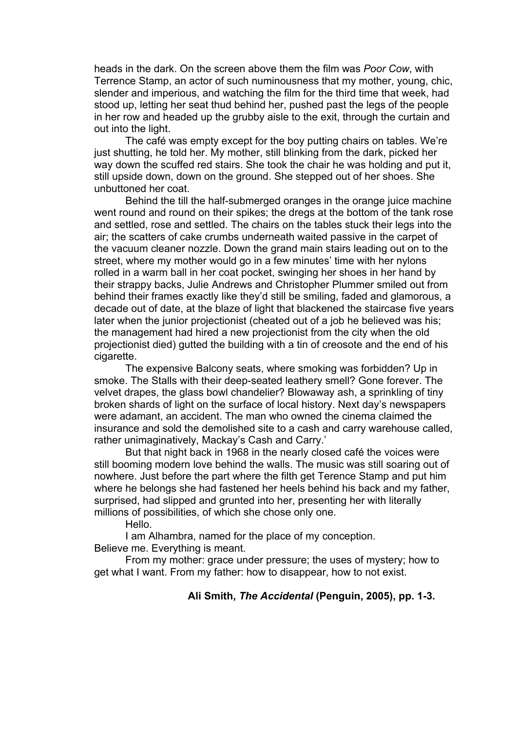heads in the dark. On the screen above them the film was *Poor Cow*, with Terrence Stamp, an actor of such numinousness that my mother, young, chic, slender and imperious, and watching the film for the third time that week, had stood up, letting her seat thud behind her, pushed past the legs of the people in her row and headed up the grubby aisle to the exit, through the curtain and out into the light.

The café was empty except for the boy putting chairs on tables. We're just shutting, he told her. My mother, still blinking from the dark, picked her way down the scuffed red stairs. She took the chair he was holding and put it, still upside down, down on the ground. She stepped out of her shoes. She unbuttoned her coat.

Behind the till the half-submerged oranges in the orange juice machine went round and round on their spikes; the dregs at the bottom of the tank rose and settled, rose and settled. The chairs on the tables stuck their legs into the air; the scatters of cake crumbs underneath waited passive in the carpet of the vacuum cleaner nozzle. Down the grand main stairs leading out on to the street, where my mother would go in a few minutes' time with her nylons rolled in a warm ball in her coat pocket, swinging her shoes in her hand by their strappy backs, Julie Andrews and Christopher Plummer smiled out from behind their frames exactly like they'd still be smiling, faded and glamorous, a decade out of date, at the blaze of light that blackened the staircase five years later when the junior projectionist (cheated out of a job he believed was his; the management had hired a new projectionist from the city when the old projectionist died) gutted the building with a tin of creosote and the end of his cigarette.

The expensive Balcony seats, where smoking was forbidden? Up in smoke. The Stalls with their deep-seated leathery smell? Gone forever. The velvet drapes, the glass bowl chandelier? Blowaway ash, a sprinkling of tiny broken shards of light on the surface of local history. Next day's newspapers were adamant, an accident. The man who owned the cinema claimed the insurance and sold the demolished site to a cash and carry warehouse called, rather unimaginatively, Mackay's Cash and Carry.'

But that night back in 1968 in the nearly closed café the voices were still booming modern love behind the walls. The music was still soaring out of nowhere. Just before the part where the filth get Terence Stamp and put him where he belongs she had fastened her heels behind his back and my father, surprised, had slipped and grunted into her, presenting her with literally millions of possibilities, of which she chose only one.

Hello.

I am Alhambra, named for the place of my conception.
Believe me. Everything is meant.

From my mother: grace under pressure; the uses of mystery; how to get what I want. From my father: how to disappear, how to not exist.

**Ali Smith, *The Accidental* (Penguin, 2005), pp. 1-3.**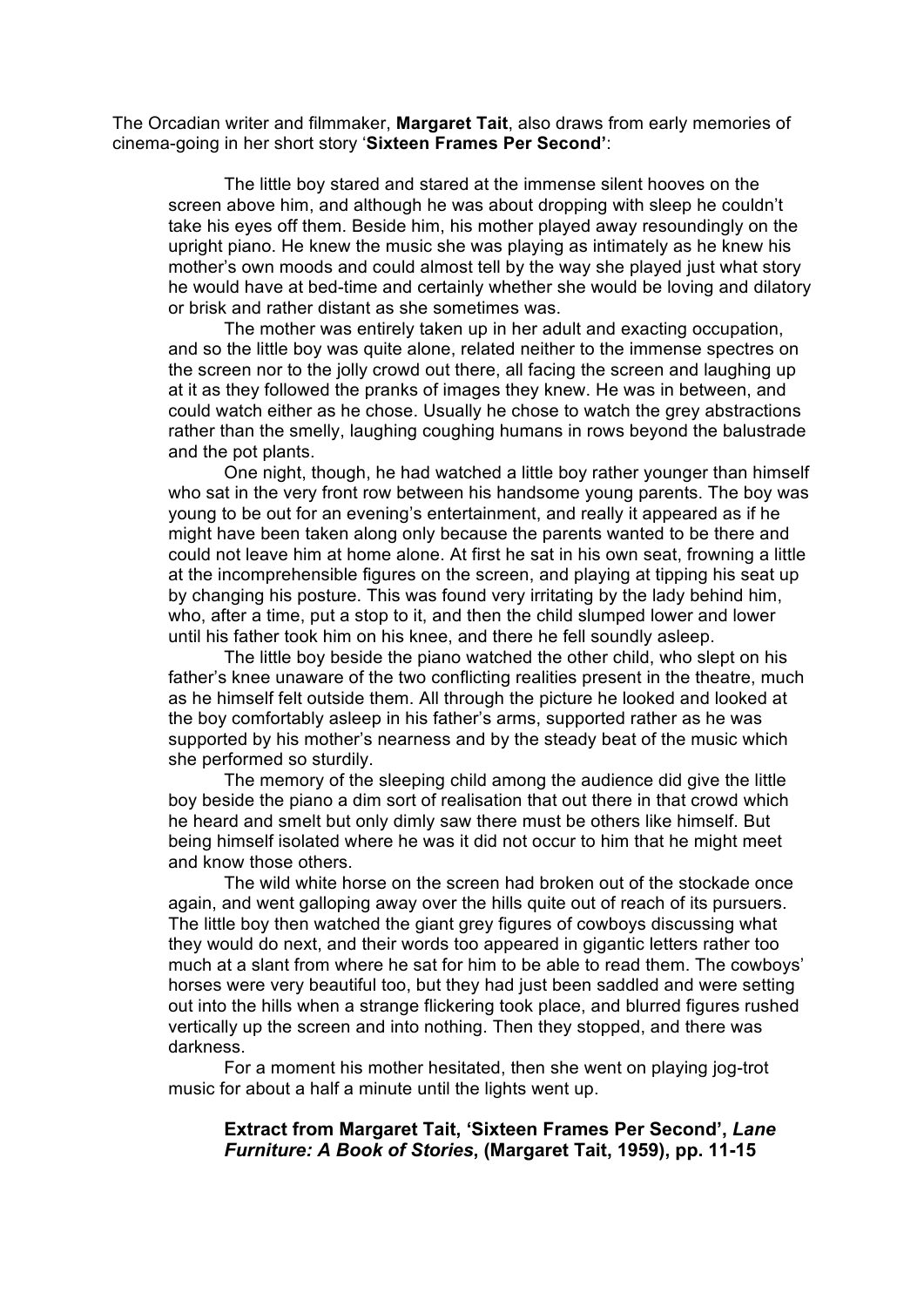The Orcadian writer and filmmaker, **Margaret Tait**, also draws from early memories of cinema-going in her short story '**Sixteen Frames Per Second'**:

> The little boy stared and stared at the immense silent hooves on the screen above him, and although he was about dropping with sleep he couldn't take his eyes off them. Beside him, his mother played away resoundingly on the upright piano. He knew the music she was playing as intimately as he knew his mother's own moods and could almost tell by the way she played just what story he would have at bed-time and certainly whether she would be loving and dilatory or brisk and rather distant as she sometimes was.
>
> The mother was entirely taken up in her adult and exacting occupation, and so the little boy was quite alone, related neither to the immense spectres on the screen nor to the jolly crowd out there, all facing the screen and laughing up at it as they followed the pranks of images they knew. He was in between, and could watch either as he chose. Usually he chose to watch the grey abstractions rather than the smelly, laughing coughing humans in rows beyond the balustrade and the pot plants.
>
> One night, though, he had watched a little boy rather younger than himself who sat in the very front row between his handsome young parents. The boy was young to be out for an evening's entertainment, and really it appeared as if he might have been taken along only because the parents wanted to be there and could not leave him at home alone. At first he sat in his own seat, frowning a little at the incomprehensible figures on the screen, and playing at tipping his seat up by changing his posture. This was found very irritating by the lady behind him, who, after a time, put a stop to it, and then the child slumped lower and lower until his father took him on his knee, and there he fell soundly asleep.
>
> The little boy beside the piano watched the other child, who slept on his father's knee unaware of the two conflicting realities present in the theatre, much as he himself felt outside them. All through the picture he looked and looked at the boy comfortably asleep in his father's arms, supported rather as he was supported by his mother's nearness and by the steady beat of the music which she performed so sturdily.
>
> The memory of the sleeping child among the audience did give the little boy beside the piano a dim sort of realisation that out there in that crowd which he heard and smelt but only dimly saw there must be others like himself. But being himself isolated where he was it did not occur to him that he might meet and know those others.
>
> The wild white horse on the screen had broken out of the stockade once again, and went galloping away over the hills quite out of reach of its pursuers. The little boy then watched the giant grey figures of cowboys discussing what they would do next, and their words too appeared in gigantic letters rather too much at a slant from where he sat for him to be able to read them. The cowboys' horses were very beautiful too, but they had just been saddled and were setting out into the hills when a strange flickering took place, and blurred figures rushed vertically up the screen and into nothing. Then they stopped, and there was darkness.
>
> For a moment his mother hesitated, then she went on playing jog-trot music for about a half a minute until the lights went up.
>
> **Extract from Margaret Tait, 'Sixteen Frames Per Second',** ***Lane Furniture: A Book of Stories*****, (Margaret Tait, 1959), pp. 11-15**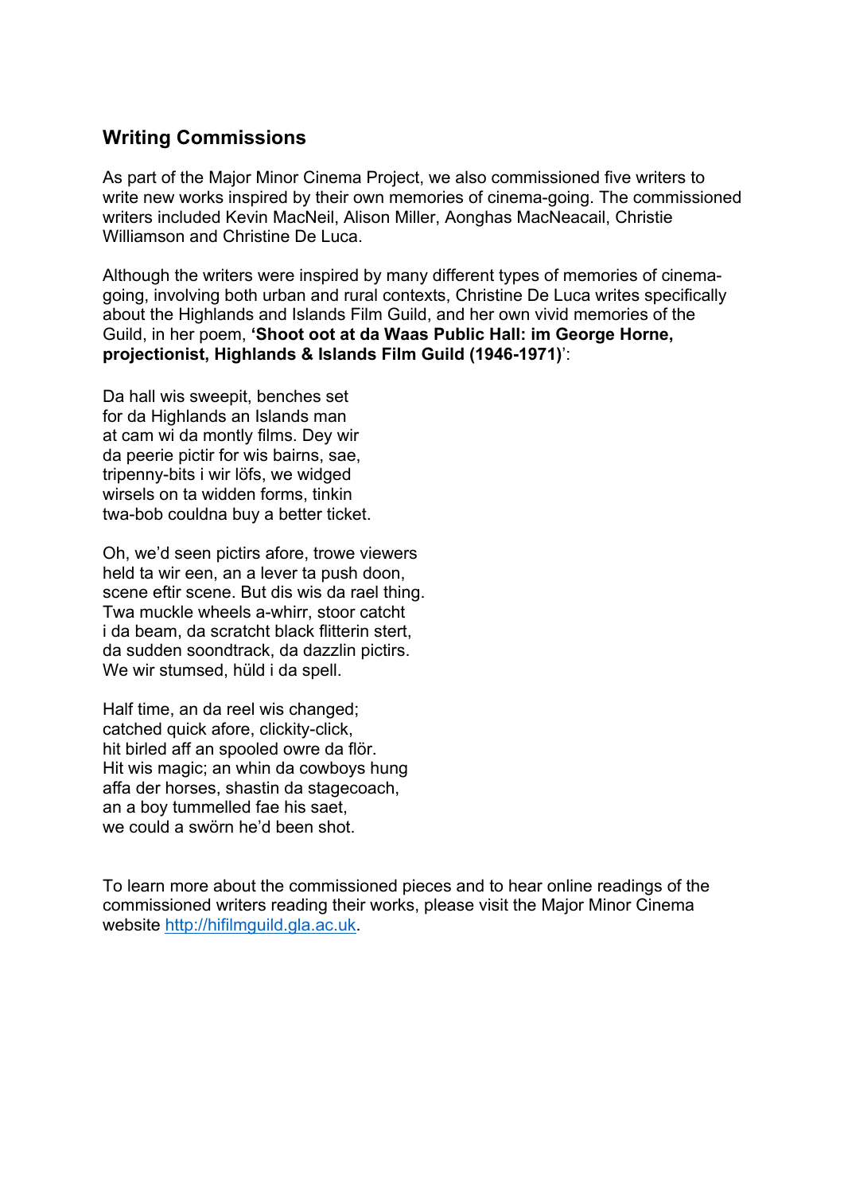## Writing Commissions

As part of the Major Minor Cinema Project, we also commissioned five writers to write new works inspired by their own memories of cinema-going. The commissioned writers included Kevin MacNeil, Alison Miller, Aonghas MacNeacail, Christie Williamson and Christine De Luca.

Although the writers were inspired by many different types of memories of cinema-going, involving both urban and rural contexts, Christine De Luca writes specifically about the Highlands and Islands Film Guild, and her own vivid memories of the Guild, in her poem, **'Shoot oot at da Waas Public Hall: im George Horne, projectionist, Highlands & Islands Film Guild (1946-1971)**':

Da hall wis sweepit, benches set  
for da Highlands an Islands man  
at cam wi da montly films. Dey wir  
da peerie pictir for wis bairns, sae,  
tripenny-bits i wir löfs, we widged  
wirsels on ta widden forms, tinkin  
twa-bob couldna buy a better ticket.

Oh, we'd seen pictirs afore, trowe viewers  
held ta wir een, an a lever ta push doon,  
scene eftir scene. But dis wis da rael thing.  
Twa muckle wheels a-whirr, stoor catcht  
i da beam, da scratcht black flitterin stert,  
da sudden soondtrack, da dazzlin pictirs.  
We wir stumsed, hüld i da spell.

Half time, an da reel wis changed;  
catched quick afore, clickity-click,  
hit birled aff an spooled owre da flör.  
Hit wis magic; an whin da cowboys hung  
affa der horses, shastin da stagecoach,  
an a boy tummelled fae his saet,  
we could a swörn he'd been shot.

To learn more about the commissioned pieces and to hear online readings of the commissioned writers reading their works, please visit the Major Minor Cinema website [http://hifilmguild.gla.ac.uk](http://hifilmguild.gla.ac.uk).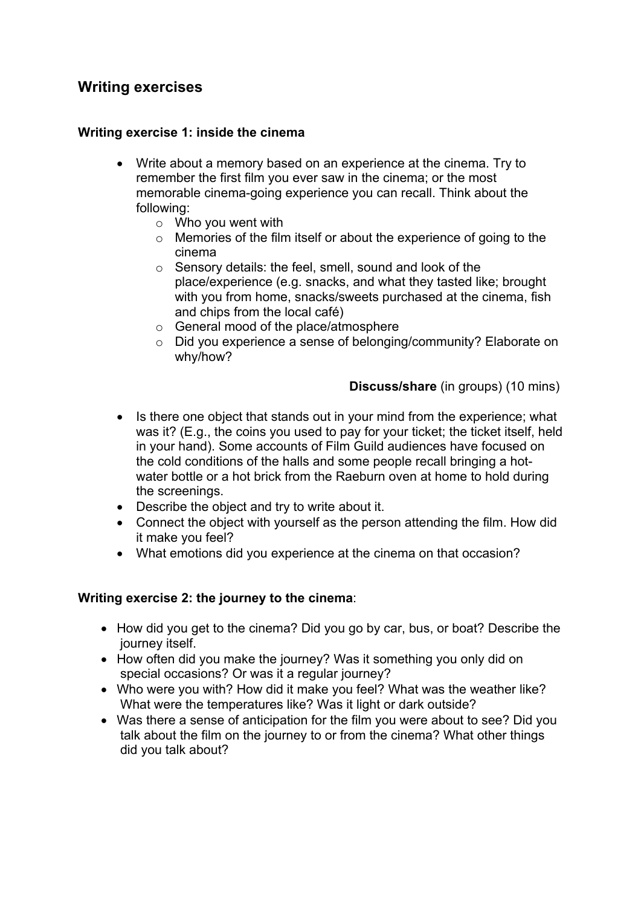## Writing exercises

### Writing exercise 1: inside the cinema

- Write about a memory based on an experience at the cinema. Try to remember the first film you ever saw in the cinema; or the most memorable cinema-going experience you can recall. Think about the following:
  - Who you went with
  - Memories of the film itself or about the experience of going to the cinema
  - Sensory details: the feel, smell, sound and look of the place/experience (e.g. snacks, and what they tasted like; brought with you from home, snacks/sweets purchased at the cinema, fish and chips from the local café)
  - General mood of the place/atmosphere
  - Did you experience a sense of belonging/community? Elaborate on why/how?

**Discuss/share** (in groups) (10 mins)

- Is there one object that stands out in your mind from the experience; what was it? (E.g., the coins you used to pay for your ticket; the ticket itself, held in your hand). Some accounts of Film Guild audiences have focused on the cold conditions of the halls and some people recall bringing a hot-water bottle or a hot brick from the Raeburn oven at home to hold during the screenings.
- Describe the object and try to write about it.
- Connect the object with yourself as the person attending the film. How did it make you feel?
- What emotions did you experience at the cinema on that occasion?

### Writing exercise 2: the journey to the cinema:

- How did you get to the cinema? Did you go by car, bus, or boat? Describe the journey itself.
- How often did you make the journey? Was it something you only did on special occasions? Or was it a regular journey?
- Who were you with? How did it make you feel? What was the weather like? What were the temperatures like? Was it light or dark outside?
- Was there a sense of anticipation for the film you were about to see? Did you talk about the film on the journey to or from the cinema? What other things did you talk about?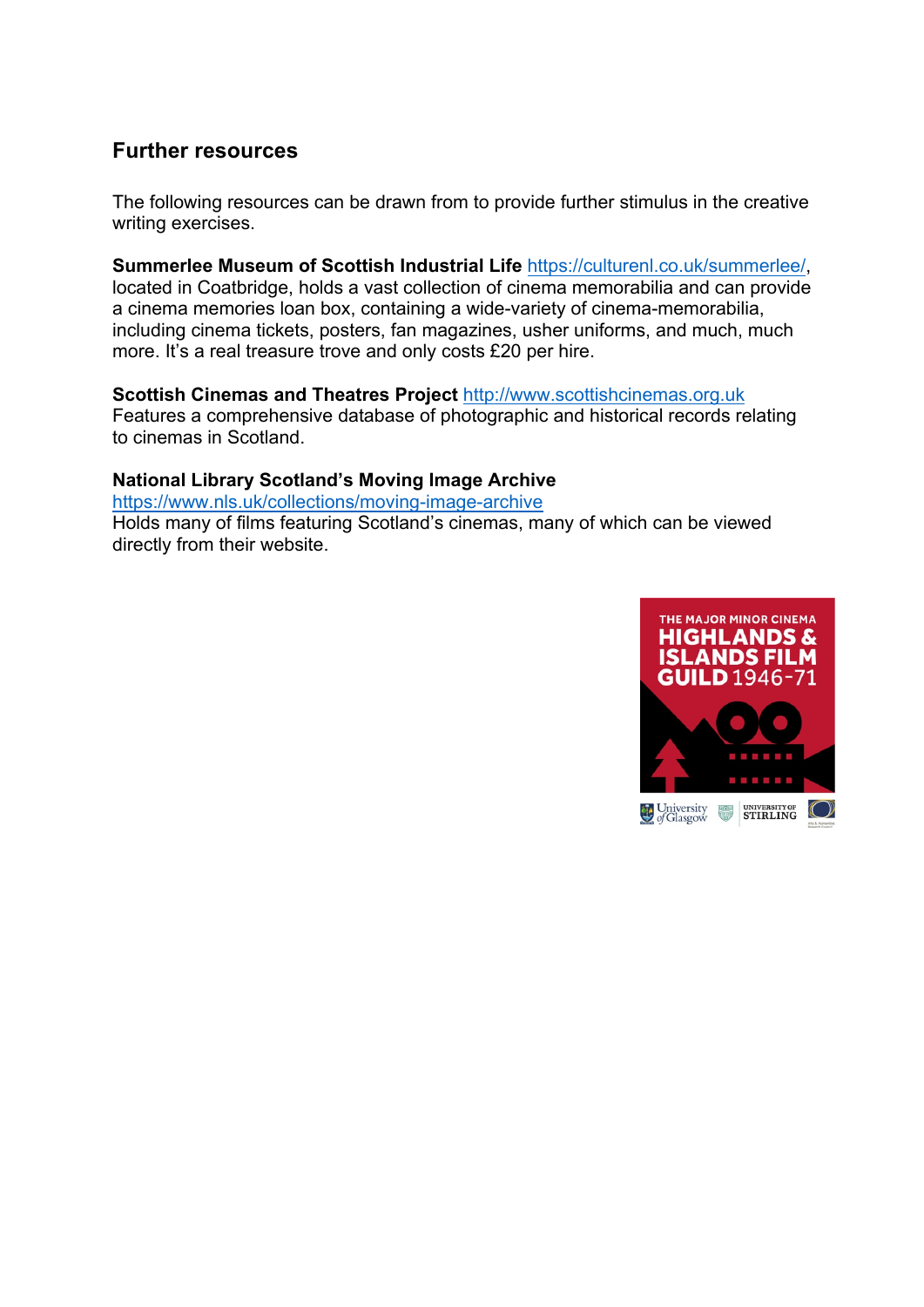## Further resources

The following resources can be drawn from to provide further stimulus in the creative writing exercises.

**Summerlee Museum of Scottish Industrial Life** https://culturenl.co.uk/summerlee/, located in Coatbridge, holds a vast collection of cinema memorabilia and can provide a cinema memories loan box, containing a wide-variety of cinema-memorabilia, including cinema tickets, posters, fan magazines, usher uniforms, and much, much more. It's a real treasure trove and only costs £20 per hire.

**Scottish Cinemas and Theatres Project** http://www.scottishcinemas.org.uk
Features a comprehensive database of photographic and historical records relating to cinemas in Scotland.

**National Library Scotland's Moving Image Archive**
https://www.nls.uk/collections/moving-image-archive
Holds many of films featuring Scotland's cinemas, many of which can be viewed directly from their website.

THE MAJOR MINOR CINEMA
HIGHLANDS & ISLANDS FILM GUILD 1946-71

University of Glasgow
UNIVERSITY OF STIRLING